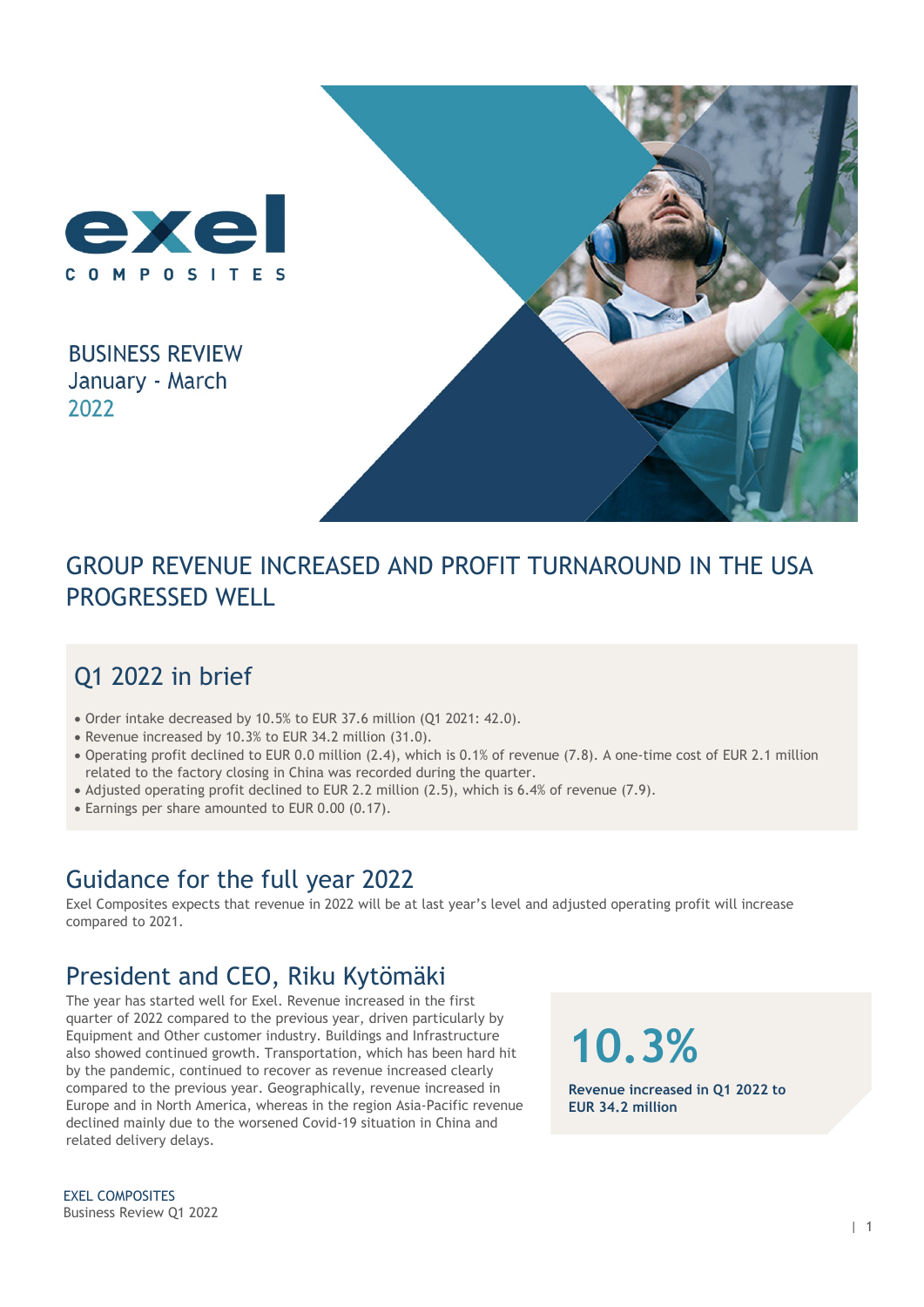exel

COMPOSITES

BUSINESS REVIEW
January - March
2022

# GROUP REVENUE INCREASED AND PROFIT TURNAROUND IN THE USA PROGRESSED WELL

## Q1 2022 in brief

- Order intake decreased by 10.5% to EUR 37.6 million (Q1 2021: 42.0).
- Revenue increased by 10.3% to EUR 34.2 million (31.0).
- Operating profit declined to EUR 0.0 million (2.4), which is 0.1% of revenue (7.8). A one-time cost of EUR 2.1 million related to the factory closing in China was recorded during the quarter.
- Adjusted operating profit declined to EUR 2.2 million (2.5), which is 6.4% of revenue (7.9).
- Earnings per share amounted to EUR 0.00 (0.17).

## Guidance for the full year 2022

Exel Composites expects that revenue in 2022 will be at last year's level and adjusted operating profit will increase compared to 2021.

## President and CEO, Riku Kytömäki

The year has started well for Exel. Revenue increased in the first quarter of 2022 compared to the previous year, driven particularly by Equipment and Other customer industry. Buildings and Infrastructure also showed continued growth. Transportation, which has been hard hit by the pandemic, continued to recover as revenue increased clearly compared to the previous year. Geographically, revenue increased in Europe and in North America, whereas in the region Asia-Pacific revenue declined mainly due to the worsened Covid-19 situation in China and related delivery delays.

**10.3%**

**Revenue increased in Q1 2022 to EUR 34.2 million**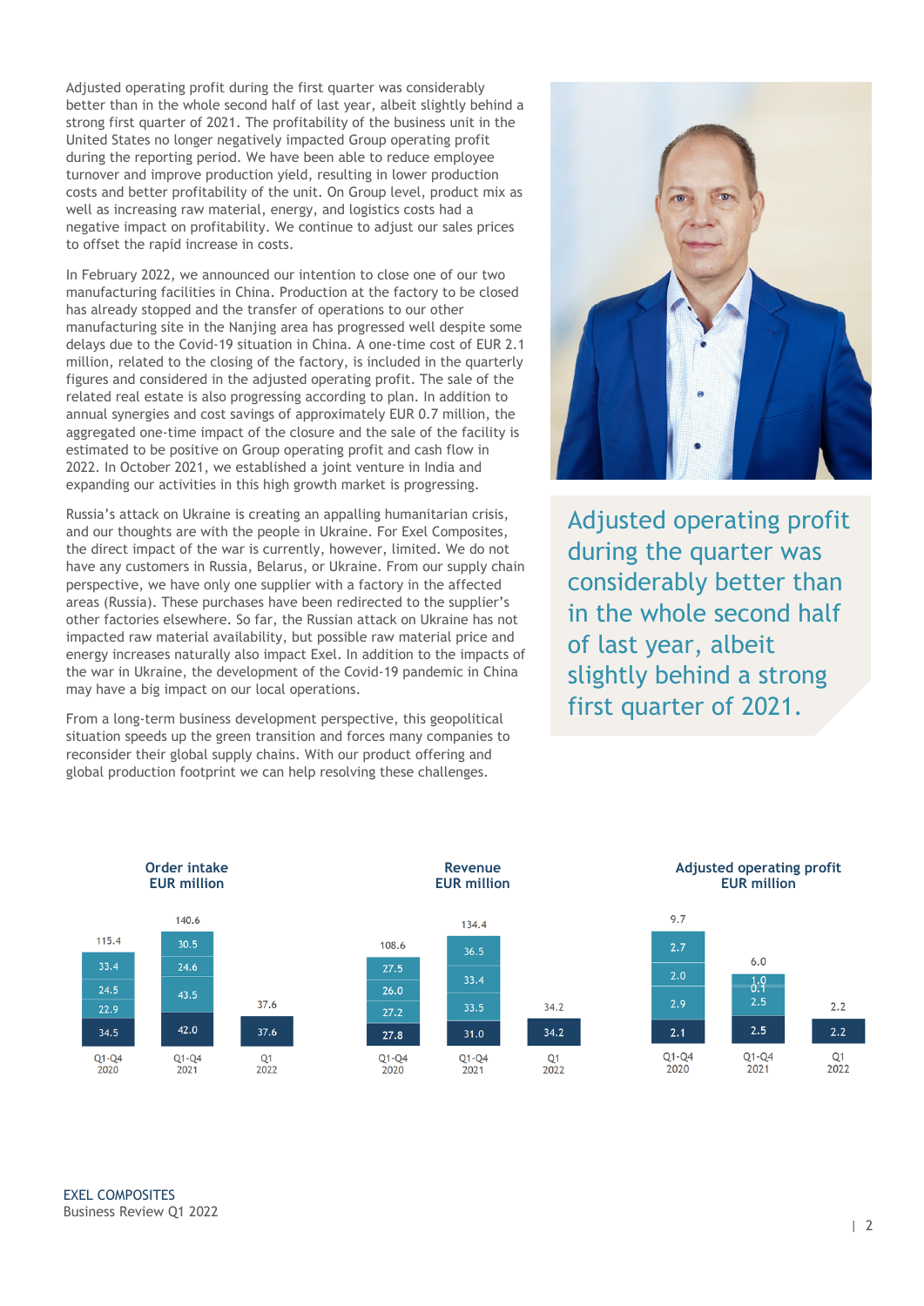Adjusted operating profit during the first quarter was considerably better than in the whole second half of last year, albeit slightly behind a strong first quarter of 2021. The profitability of the business unit in the United States no longer negatively impacted Group operating profit during the reporting period. We have been able to reduce employee turnover and improve production yield, resulting in lower production costs and better profitability of the unit. On Group level, product mix as well as increasing raw material, energy, and logistics costs had a negative impact on profitability. We continue to adjust our sales prices to offset the rapid increase in costs.

In February 2022, we announced our intention to close one of our two manufacturing facilities in China. Production at the factory to be closed has already stopped and the transfer of operations to our other manufacturing site in the Nanjing area has progressed well despite some delays due to the Covid-19 situation in China. A one-time cost of EUR 2.1 million, related to the closing of the factory, is included in the quarterly figures and considered in the adjusted operating profit. The sale of the related real estate is also progressing according to plan. In addition to annual synergies and cost savings of approximately EUR 0.7 million, the aggregated one-time impact of the closure and the sale of the facility is estimated to be positive on Group operating profit and cash flow in 2022. In October 2021, we established a joint venture in India and expanding our activities in this high growth market is progressing.

Russia's attack on Ukraine is creating an appalling humanitarian crisis, and our thoughts are with the people in Ukraine. For Exel Composites, the direct impact of the war is currently, however, limited. We do not have any customers in Russia, Belarus, or Ukraine. From our supply chain perspective, we have only one supplier with a factory in the affected areas (Russia). These purchases have been redirected to the supplier's other factories elsewhere. So far, the Russian attack on Ukraine has not impacted raw material availability, but possible raw material price and energy increases naturally also impact Exel. In addition to the impacts of the war in Ukraine, the development of the Covid-19 pandemic in China may have a big impact on our local operations.

From a long-term business development perspective, this geopolitical situation speeds up the green transition and forces many companies to reconsider their global supply chains. With our product offering and global production footprint we can help resolving these challenges.

> Adjusted operating profit during the quarter was considerably better than in the whole second half of last year, albeit slightly behind a strong first quarter of 2021.

**Order intake EUR million**

| | Q1-Q4 2020 | Q1-Q4 2021 | Q1 2022 |
|---|---|---|---|
| Total | 115.4 | 140.6 | 37.6 |
| Q4 | 33.4 | 30.5 | |
| Q3 | 24.5 | 24.6 | |
| Q2 | 22.9 | 43.5 | |
| Q1 | 34.5 | 42.0 | 37.6 |

**Revenue EUR million**

| | Q1-Q4 2020 | Q1-Q4 2021 | Q1 2022 |
|---|---|---|---|
| Total | 108.6 | 134.4 | 34.2 |
| Q4 | 27.5 | 36.5 | |
| Q3 | 26.0 | 33.4 | |
| Q2 | 27.2 | 33.5 | |
| Q1 | 27.8 | 31.0 | 34.2 |

**Adjusted operating profit EUR million**

| | Q1-Q4 2020 | Q1-Q4 2021 | Q1 2022 |
|---|---|---|---|
| Total | 9.7 | 6.0 | 2.2 |
| Q4 | 2.7 | 1.0 | |
| Q3 | 2.0 | 0.1 | |
| Q2 | 2.9 | 2.5 | |
| Q1 | 2.1 | 2.5 | 2.2 |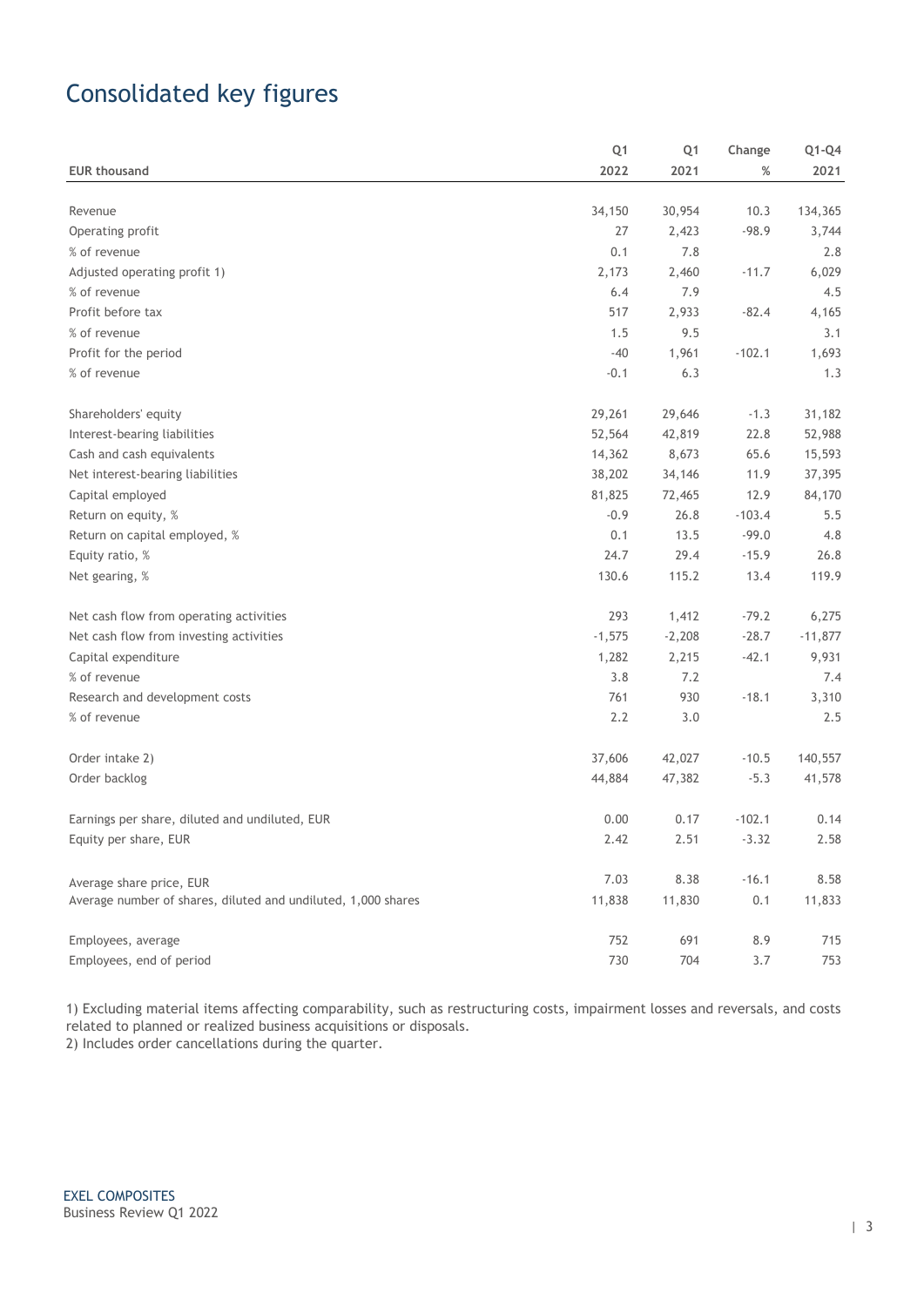# Consolidated key figures

| EUR thousand | Q1 2022 | Q1 2021 | Change % | Q1-Q4 2021 |
|---|---|---|---|---|
| Revenue | 34,150 | 30,954 | 10.3 | 134,365 |
| Operating profit | 27 | 2,423 | -98.9 | 3,744 |
| % of revenue | 0.1 | 7.8 | | 2.8 |
| Adjusted operating profit 1) | 2,173 | 2,460 | -11.7 | 6,029 |
| % of revenue | 6.4 | 7.9 | | 4.5 |
| Profit before tax | 517 | 2,933 | -82.4 | 4,165 |
| % of revenue | 1.5 | 9.5 | | 3.1 |
| Profit for the period | -40 | 1,961 | -102.1 | 1,693 |
| % of revenue | -0.1 | 6.3 | | 1.3 |
| | | | | |
| Shareholders' equity | 29,261 | 29,646 | -1.3 | 31,182 |
| Interest-bearing liabilities | 52,564 | 42,819 | 22.8 | 52,988 |
| Cash and cash equivalents | 14,362 | 8,673 | 65.6 | 15,593 |
| Net interest-bearing liabilities | 38,202 | 34,146 | 11.9 | 37,395 |
| Capital employed | 81,825 | 72,465 | 12.9 | 84,170 |
| Return on equity, % | -0.9 | 26.8 | -103.4 | 5.5 |
| Return on capital employed, % | 0.1 | 13.5 | -99.0 | 4.8 |
| Equity ratio, % | 24.7 | 29.4 | -15.9 | 26.8 |
| Net gearing, % | 130.6 | 115.2 | 13.4 | 119.9 |
| | | | | |
| Net cash flow from operating activities | 293 | 1,412 | -79.2 | 6,275 |
| Net cash flow from investing activities | -1,575 | -2,208 | -28.7 | -11,877 |
| Capital expenditure | 1,282 | 2,215 | -42.1 | 9,931 |
| % of revenue | 3.8 | 7.2 | | 7.4 |
| Research and development costs | 761 | 930 | -18.1 | 3,310 |
| % of revenue | 2.2 | 3.0 | | 2.5 |
| | | | | |
| Order intake 2) | 37,606 | 42,027 | -10.5 | 140,557 |
| Order backlog | 44,884 | 47,382 | -5.3 | 41,578 |
| | | | | |
| Earnings per share, diluted and undiluted, EUR | 0.00 | 0.17 | -102.1 | 0.14 |
| Equity per share, EUR | 2.42 | 2.51 | -3.32 | 2.58 |
| | | | | |
| Average share price, EUR | 7.03 | 8.38 | -16.1 | 8.58 |
| Average number of shares, diluted and undiluted, 1,000 shares | 11,838 | 11,830 | 0.1 | 11,833 |
| | | | | |
| Employees, average | 752 | 691 | 8.9 | 715 |
| Employees, end of period | 730 | 704 | 3.7 | 753 |

1) Excluding material items affecting comparability, such as restructuring costs, impairment losses and reversals, and costs related to planned or realized business acquisitions or disposals.
2) Includes order cancellations during the quarter.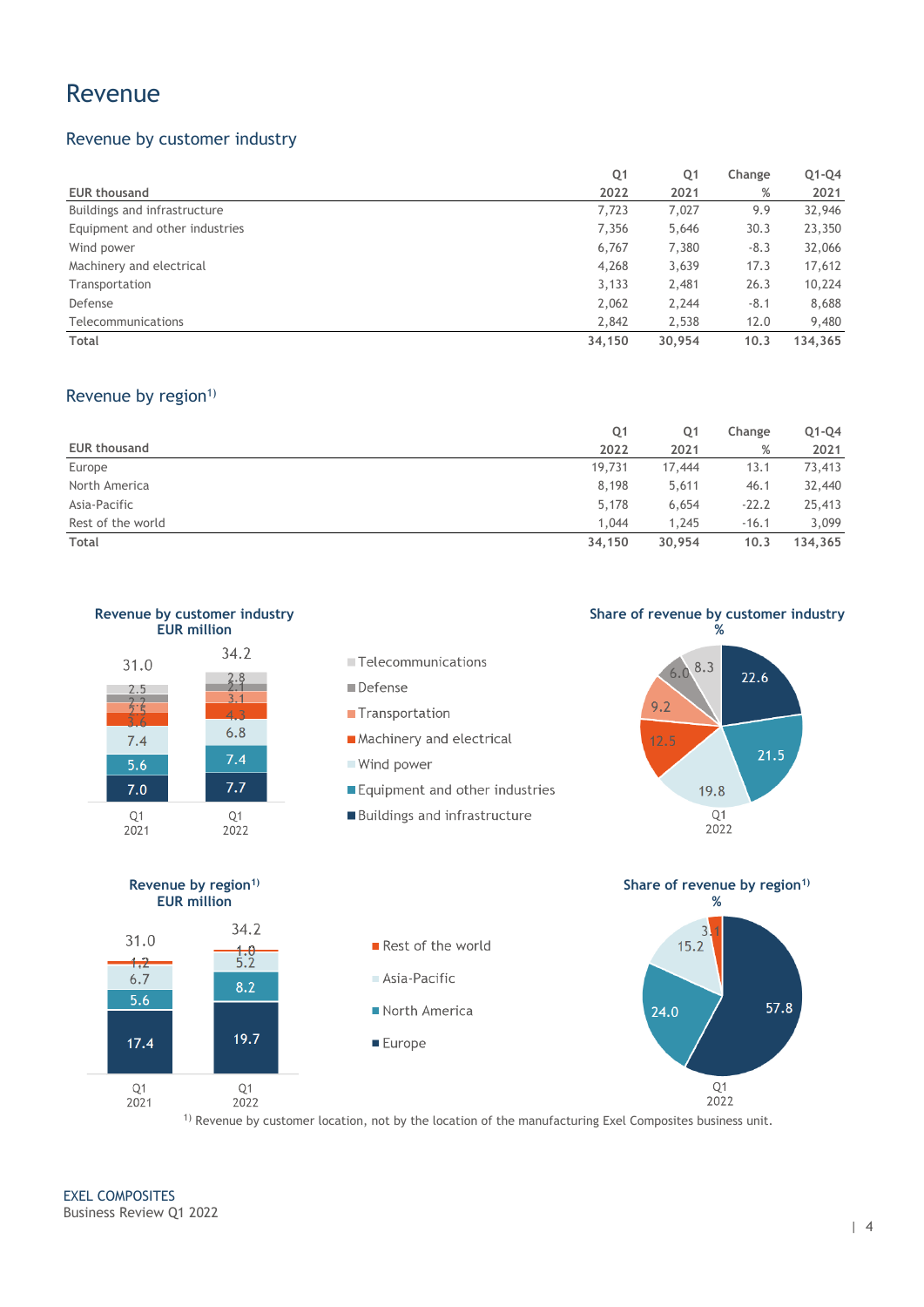# Revenue

## Revenue by customer industry

| EUR thousand | Q1 2022 | Q1 2021 | Change % | Q1-Q4 2021 |
|---|---|---|---|---|
| Buildings and infrastructure | 7,723 | 7,027 | 9.9 | 32,946 |
| Equipment and other industries | 7,356 | 5,646 | 30.3 | 23,350 |
| Wind power | 6,767 | 7,380 | -8.3 | 32,066 |
| Machinery and electrical | 4,268 | 3,639 | 17.3 | 17,612 |
| Transportation | 3,133 | 2,481 | 26.3 | 10,224 |
| Defense | 2,062 | 2,244 | -8.1 | 8,688 |
| Telecommunications | 2,842 | 2,538 | 12.0 | 9,480 |
| **Total** | **34,150** | **30,954** | **10.3** | **134,365** |

## Revenue by region[1)]

| EUR thousand | Q1 2022 | Q1 2021 | Change % | Q1-Q4 2021 |
|---|---|---|---|---|
| Europe | 19,731 | 17,444 | 13.1 | 73,413 |
| North America | 8,198 | 5,611 | 46.1 | 32,440 |
| Asia-Pacific | 5,178 | 6,654 | -22.2 | 25,413 |
| Rest of the world | 1,044 | 1,245 | -16.1 | 3,099 |
| **Total** | **34,150** | **30,954** | **10.3** | **134,365** |

**Revenue by customer industry**
**EUR million**

| | Q1 2021 | Q1 2022 |
|---|---|---|
| Telecommunications | 2.5 | 2.8 |
| Defense | 2.2 | 2.1 |
| Transportation | 2.5 | 3.1 |
| Machinery and electrical | 3.6 | 4.3 |
| Wind power | 7.4 | 6.8 |
| Equipment and other industries | 5.6 | 7.4 |
| Buildings and infrastructure | 7.0 | 7.7 |
| Total | 31.0 | 34.2 |

**Share of revenue by customer industry**
**%**

| Q1 2022 | % |
|---|---|
| Buildings and infrastructure | 22.6 |
| Equipment and other industries | 21.5 |
| Wind power | 19.8 |
| Machinery and electrical | 12.5 |
| Transportation | 9.2 |
| Defense | 6.0 |
| Telecommunications | 8.3 |

**Revenue by region[1)]**
**EUR million**

| | Q1 2021 | Q1 2022 |
|---|---|---|
| Rest of the world | 1.2 | 1.0 |
| Asia-Pacific | 6.7 | 5.2 |
| North America | 5.6 | 8.2 |
| Europe | 17.4 | 19.7 |
| Total | 31.0 | 34.2 |

**Share of revenue by region[1)]**
**%**

| Q1 2022 | % |
|---|---|
| Europe | 57.8 |
| North America | 24.0 |
| Asia-Pacific | 15.2 |
| Rest of the world | 3.1 |

[1)] Revenue by customer location, not by the location of the manufacturing Exel Composites business unit.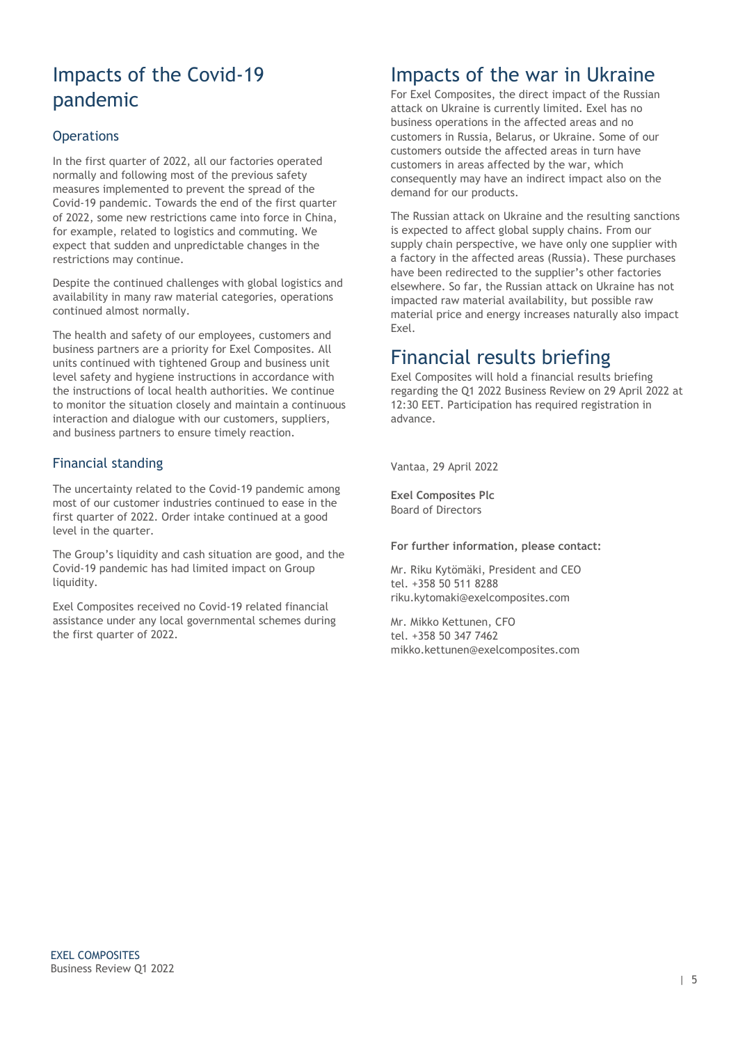# Impacts of the Covid-19 pandemic

## Operations

In the first quarter of 2022, all our factories operated normally and following most of the previous safety measures implemented to prevent the spread of the Covid-19 pandemic. Towards the end of the first quarter of 2022, some new restrictions came into force in China, for example, related to logistics and commuting. We expect that sudden and unpredictable changes in the restrictions may continue.

Despite the continued challenges with global logistics and availability in many raw material categories, operations continued almost normally.

The health and safety of our employees, customers and business partners are a priority for Exel Composites. All units continued with tightened Group and business unit level safety and hygiene instructions in accordance with the instructions of local health authorities. We continue to monitor the situation closely and maintain a continuous interaction and dialogue with our customers, suppliers, and business partners to ensure timely reaction.

## Financial standing

The uncertainty related to the Covid-19 pandemic among most of our customer industries continued to ease in the first quarter of 2022. Order intake continued at a good level in the quarter.

The Group's liquidity and cash situation are good, and the Covid-19 pandemic has had limited impact on Group liquidity.

Exel Composites received no Covid-19 related financial assistance under any local governmental schemes during the first quarter of 2022.

# Impacts of the war in Ukraine

For Exel Composites, the direct impact of the Russian attack on Ukraine is currently limited. Exel has no business operations in the affected areas and no customers in Russia, Belarus, or Ukraine. Some of our customers outside the affected areas in turn have customers in areas affected by the war, which consequently may have an indirect impact also on the demand for our products.

The Russian attack on Ukraine and the resulting sanctions is expected to affect global supply chains. From our supply chain perspective, we have only one supplier with a factory in the affected areas (Russia). These purchases have been redirected to the supplier's other factories elsewhere. So far, the Russian attack on Ukraine has not impacted raw material availability, but possible raw material price and energy increases naturally also impact Exel.

# Financial results briefing

Exel Composites will hold a financial results briefing regarding the Q1 2022 Business Review on 29 April 2022 at 12:30 EET. Participation has required registration in advance.

Vantaa, 29 April 2022

**Exel Composites Plc**
Board of Directors

**For further information, please contact:**

Mr. Riku Kytömäki, President and CEO
tel. +358 50 511 8288
riku.kytomaki@exelcomposites.com

Mr. Mikko Kettunen, CFO
tel. +358 50 347 7462
mikko.kettunen@exelcomposites.com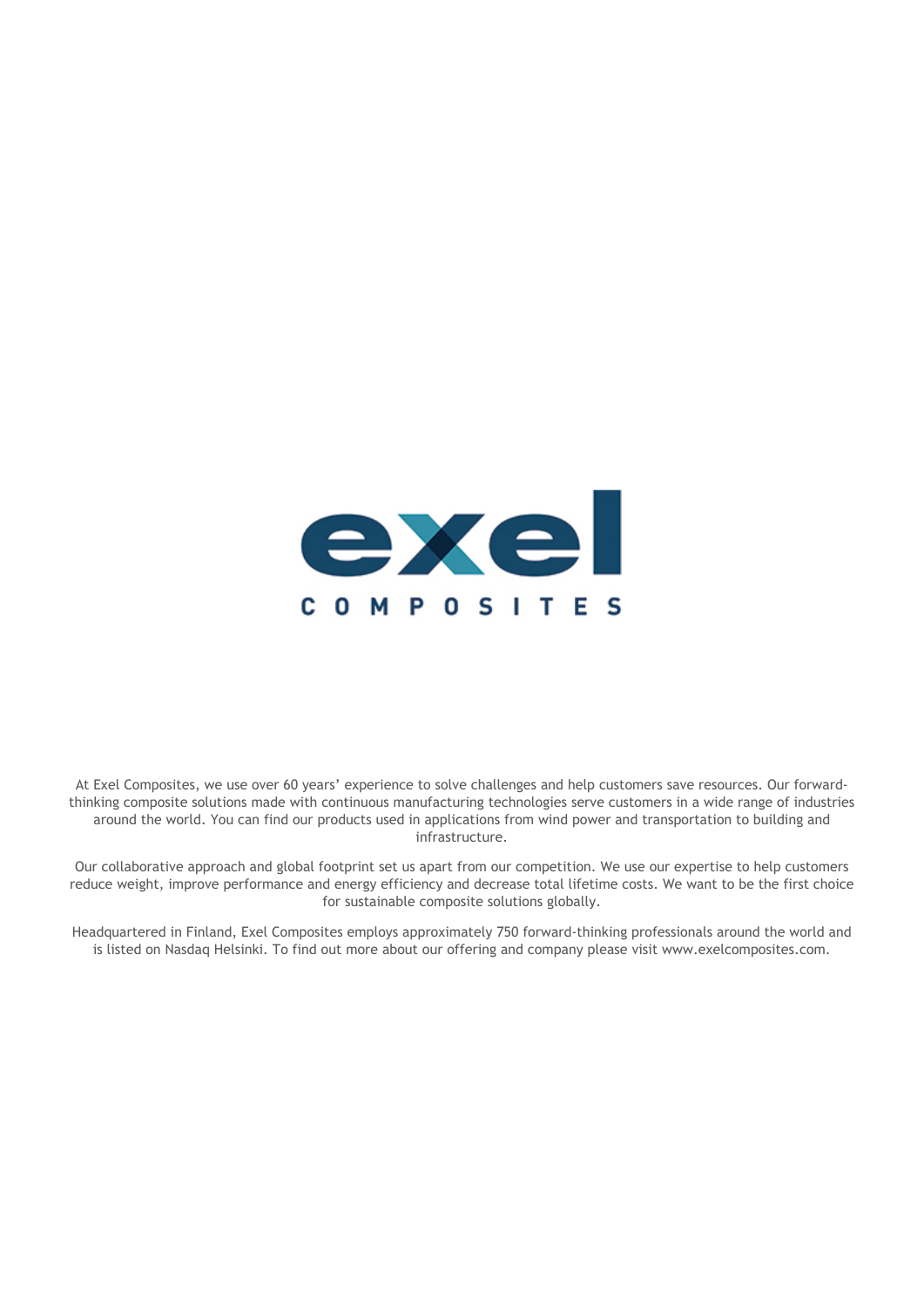At Exel Composites, we use over 60 years' experience to solve challenges and help customers save resources. Our forward-thinking composite solutions made with continuous manufacturing technologies serve customers in a wide range of industries around the world. You can find our products used in applications from wind power and transportation to building and infrastructure.

Our collaborative approach and global footprint set us apart from our competition. We use our expertise to help customers reduce weight, improve performance and energy efficiency and decrease total lifetime costs. We want to be the first choice for sustainable composite solutions globally.

Headquartered in Finland, Exel Composites employs approximately 750 forward-thinking professionals around the world and is listed on Nasdaq Helsinki. To find out more about our offering and company please visit www.exelcomposites.com.